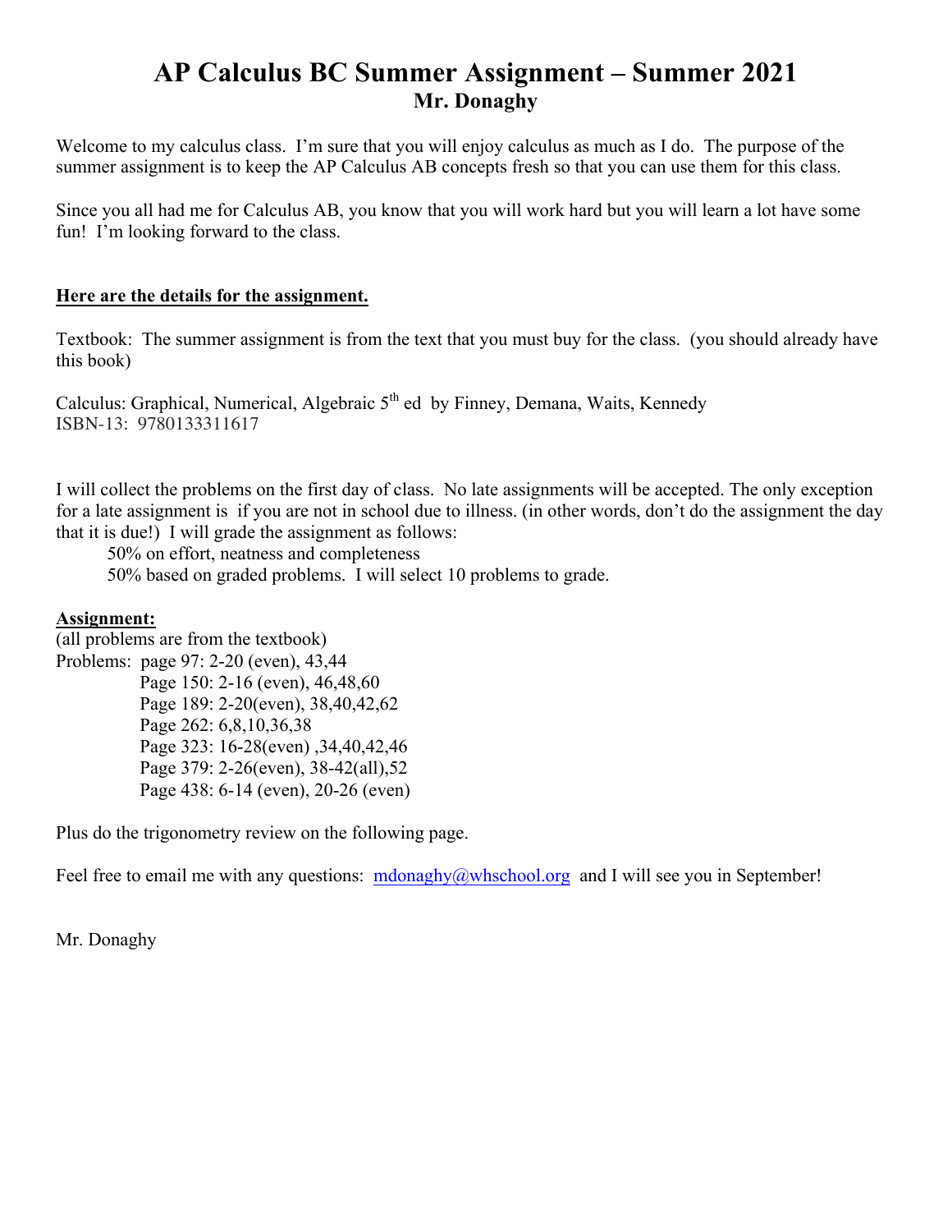# AP Calculus BC Summer Assignment – Summer 2021

## Mr. Donaghy

Welcome to my calculus class. I'm sure that you will enjoy calculus as much as I do. The purpose of the summer assignment is to keep the AP Calculus AB concepts fresh so that you can use them for this class.

Since you all had me for Calculus AB, you know that you will work hard but you will learn a lot have some fun! I'm looking forward to the class.

**Here are the details for the assignment.**

Textbook: The summer assignment is from the text that you must buy for the class. (you should already have this book)

Calculus: Graphical, Numerical, Algebraic 5th ed by Finney, Demana, Waits, Kennedy
ISBN-13: 9780133311617

I will collect the problems on the first day of class. No late assignments will be accepted. The only exception for a late assignment is if you are not in school due to illness. (in other words, don't do the assignment the day that it is due!) I will grade the assignment as follows:

50% on effort, neatness and completeness
50% based on graded problems. I will select 10 problems to grade.

**Assignment:**

(all problems are from the textbook)

Problems: page 97: 2-20 (even), 43,44
Page 150: 2-16 (even), 46,48,60
Page 189: 2-20(even), 38,40,42,62
Page 262: 6,8,10,36,38
Page 323: 16-28(even) ,34,40,42,46
Page 379: 2-26(even), 38-42(all),52
Page 438: 6-14 (even), 20-26 (even)

Plus do the trigonometry review on the following page.

Feel free to email me with any questions: mdonaghy@whschool.org and I will see you in September!

Mr. Donaghy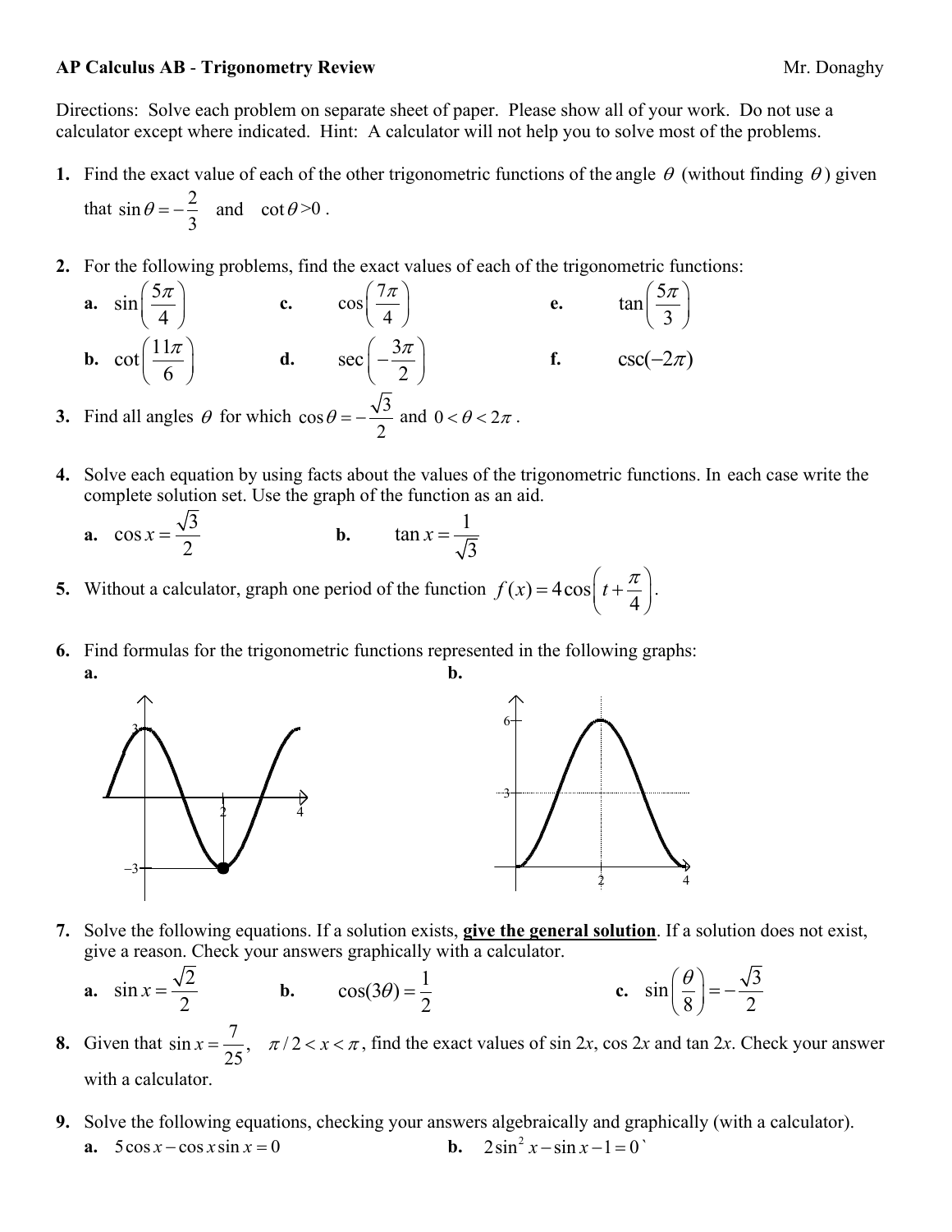**AP Calculus AB** - **Trigonometry Review** Mr. Donaghy

Directions: Solve each problem on separate sheet of paper. Please show all of your work. Do not use a calculator except where indicated. Hint: A calculator will not help you to solve most of the problems.

**1.** Find the exact value of each of the other trigonometric functions of the angle $\theta$ (without finding $\theta$) given that $\sin\theta = -\frac{2}{3}$ and $\cot\theta > 0$.

**2.** For the following problems, find the exact values of each of the trigonometric functions:

**a.** $\sin\left(\frac{5\pi}{4}\right)$ **c.** $\cos\left(\frac{7\pi}{4}\right)$ **e.** $\tan\left(\frac{5\pi}{3}\right)$

**b.** $\cot\left(\frac{11\pi}{6}\right)$ **d.** $\sec\left(-\frac{3\pi}{2}\right)$ **f.** $\csc(-2\pi)$

**3.** Find all angles $\theta$ for which $\cos\theta = -\frac{\sqrt{3}}{2}$ and $0 < \theta < 2\pi$.

**4.** Solve each equation by using facts about the values of the trigonometric functions. In each case write the complete solution set. Use the graph of the function as an aid.

**a.** $\cos x = \frac{\sqrt{3}}{2}$ **b.** $\tan x = \frac{1}{\sqrt{3}}$

**5.** Without a calculator, graph one period of the function $f(x) = 4\cos\left(t + \frac{\pi}{4}\right)$.

**6.** Find formulas for the trigonometric functions represented in the following graphs:

**a.**

3
2
4
−3

**b.**

6
3
2
4

**7.** Solve the following equations. If a solution exists, **give the general solution**. If a solution does not exist, give a reason. Check your answers graphically with a calculator.

**a.** $\sin x = \frac{\sqrt{2}}{2}$ **b.** $\cos(3\theta) = \frac{1}{2}$ **c.** $\sin\left(\frac{\theta}{8}\right) = -\frac{\sqrt{3}}{2}$

**8.** Given that $\sin x = \frac{7}{25}$, $\pi/2 < x < \pi$, find the exact values of sin 2*x*, cos 2*x* and tan 2*x*. Check your answer with a calculator.

**9.** Solve the following equations, checking your answers algebraically and graphically (with a calculator).

**a.** $5\cos x - \cos x \sin x = 0$ **b.** $2\sin^2 x - \sin x - 1 = 0$`